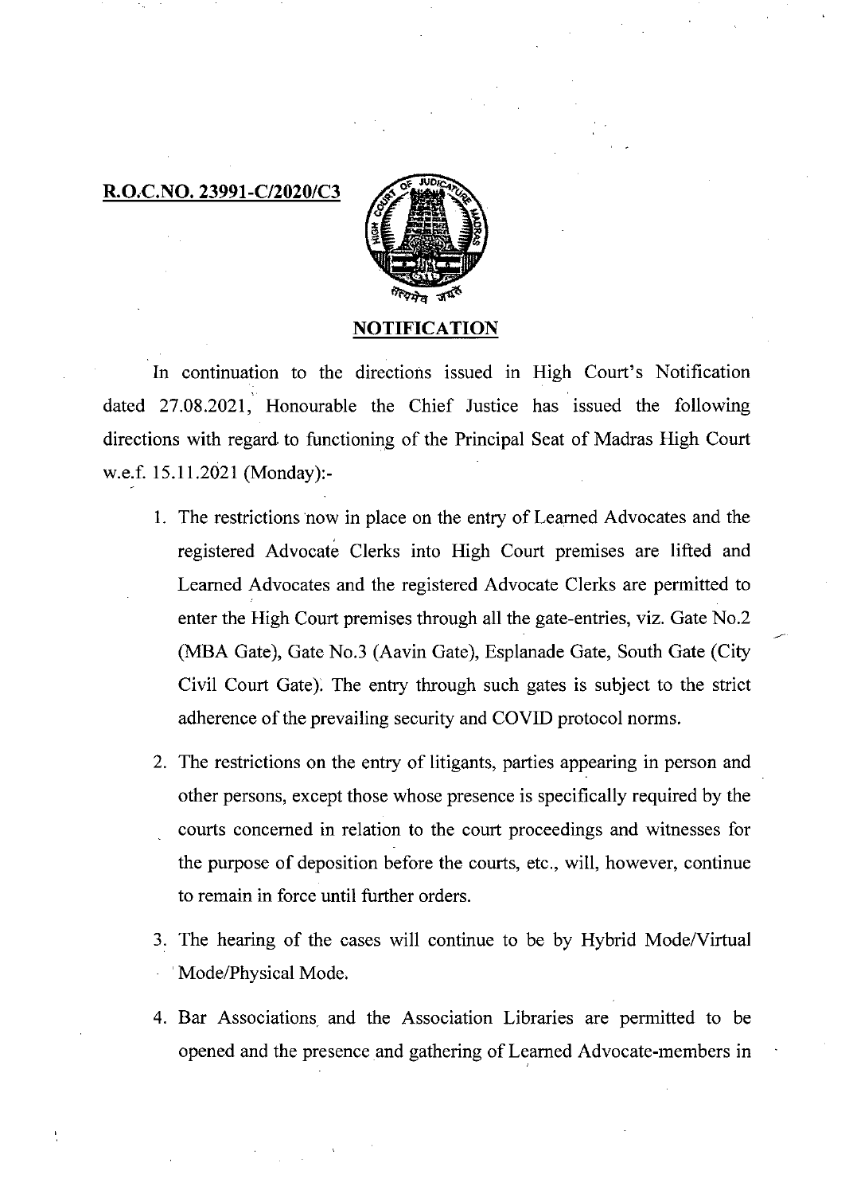**R.O.C.NO. 23991-C/2020/C3**

## NOTIFICATION

In continuation to the directions issued in High Court's Notification dated 27.08.2021, Honourable the Chief Justice has issued the following directions with regard to functioning of the Principal Seat of Madras High Court w.e.f. 15.11.2021 (Monday):-

1. The restrictions now in place on the entry of Learned Advocates and the registered Advocate Clerks into High Court premises are lifted and Learned Advocates and the registered Advocate Clerks are permitted to enter the High Court premises through all the gate-entries, viz. Gate No.2 (MBA Gate), Gate No.3 (Aavin Gate), Esplanade Gate, South Gate (City Civil Court Gate). The entry through such gates is subject to the strict adherence of the prevailing security and COVID protocol norms.

2. The restrictions on the entry of litigants, parties appearing in person and other persons, except those whose presence is specifically required by the courts concerned in relation to the court proceedings and witnesses for the purpose of deposition before the courts, etc., will, however, continue to remain in force until further orders.

3. The hearing of the cases will continue to be by Hybrid Mode/Virtual Mode/Physical Mode.

4. Bar Associations and the Association Libraries are permitted to be opened and the presence and gathering of Learned Advocate-members in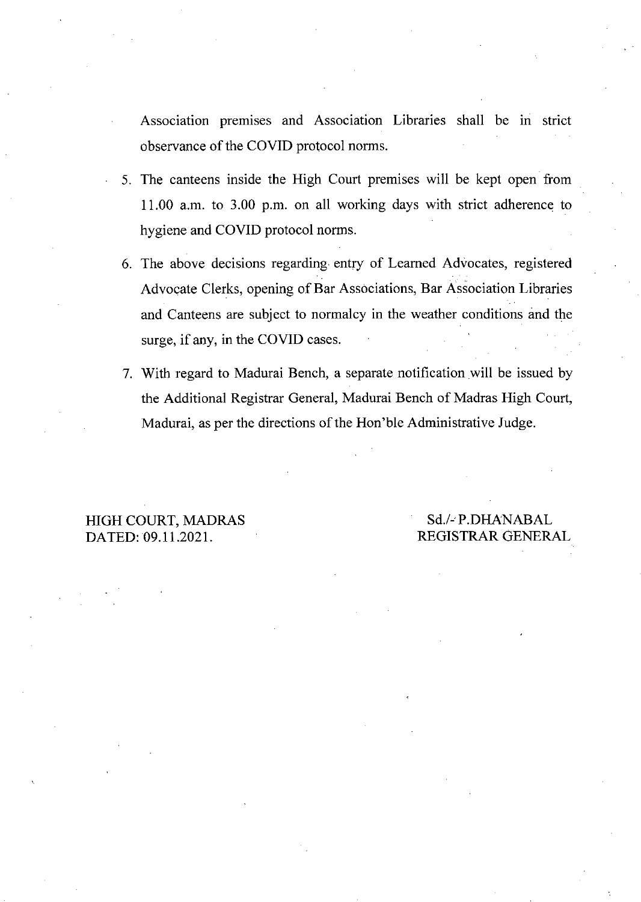Association premises and Association Libraries shall be in strict observance of the COVID protocol norms.

5. The canteens inside the High Court premises will be kept open from 11.00 a.m. to 3.00 p.m. on all working days with strict adherence to hygiene and COVID protocol norms.
6. The above decisions regarding entry of Learned Advocates, registered Advocate Clerks, opening of Bar Associations, Bar Association Libraries and Canteens are subject to normalcy in the weather conditions and the surge, if any, in the COVID cases.
7. With regard to Madurai Bench, a separate notification will be issued by the Additional Registrar General, Madurai Bench of Madras High Court, Madurai, as per the directions of the Hon'ble Administrative Judge.

HIGH COURT, MADRAS
DATED: 09.11.2021.

Sd./- P.DHANABAL
REGISTRAR GENERAL